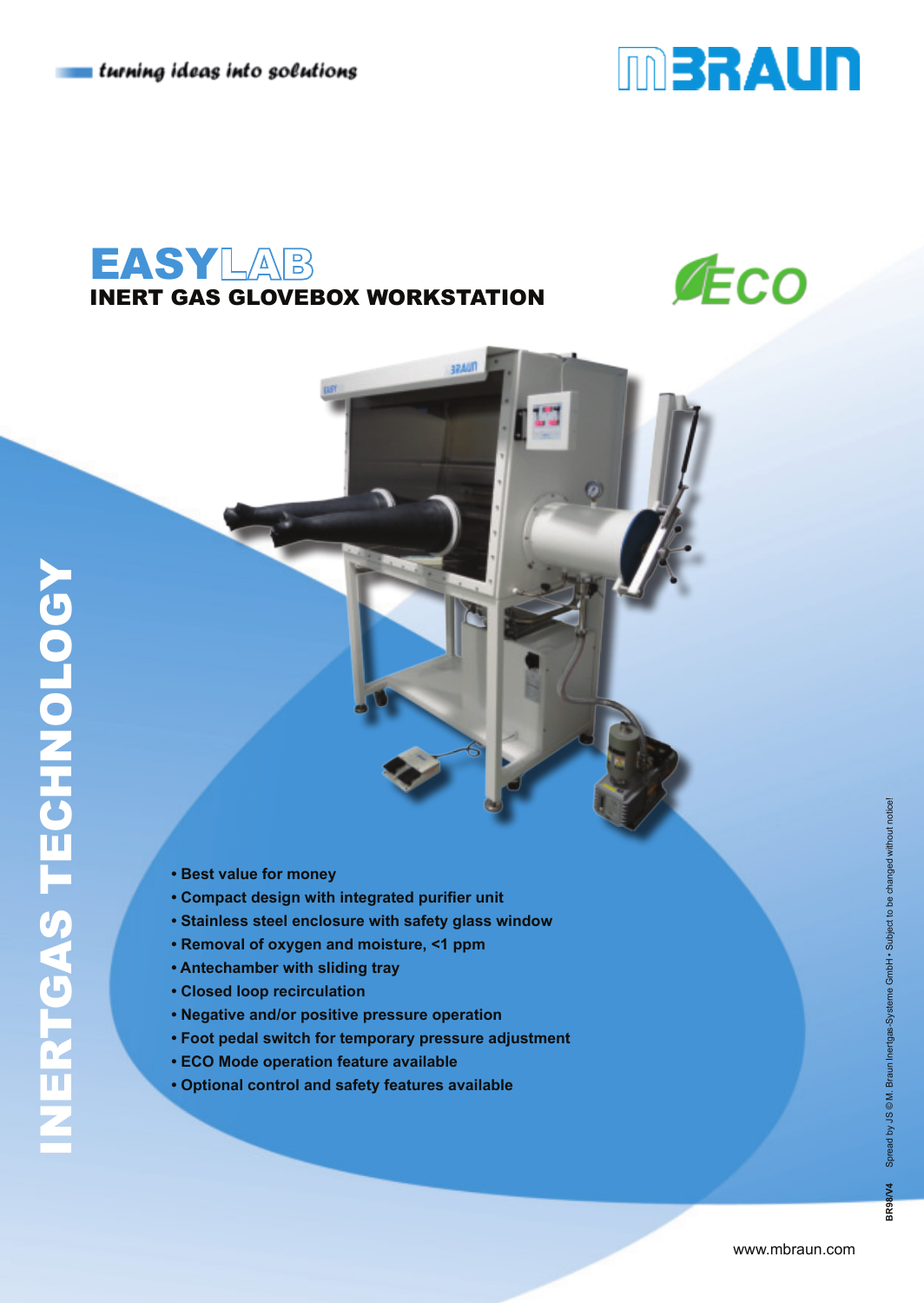turning ideas into solutions

MBRAUN

# EASYLAB

## INERT GAS GLOVEBOX WORKSTATION

ECO

INERTGAS TECHNOLOGY

- **Best value for money**
- **Compact design with integrated purifier unit**
- **Stainless steel enclosure with safety glass window**
- **Removal of oxygen and moisture, <1 ppm**
- **Antechamber with sliding tray**
- **Closed loop recirculation**
- **Negative and/or positive pressure operation**
- **Foot pedal switch for temporary pressure adjustment**
- **ECO Mode operation feature available**
- **Optional control and safety features available**

BR98/V4 Spread by JS ©M. Braun Inertgas-Systeme GmbH • Subject to be changed without notice!

www.mbraun.com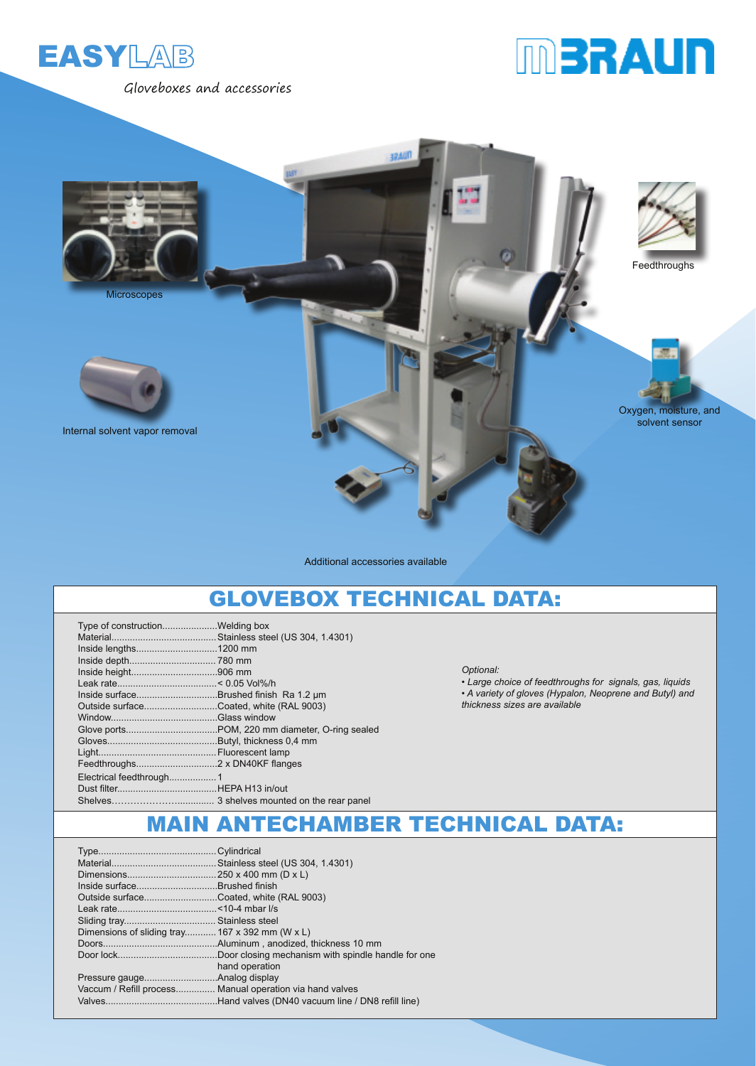EASYLAB

Gloveboxes and accessories

MBRAUN

Microscopes

Feedthroughs

Internal solvent vapor removal

Oxygen, moisture, and solvent sensor

Additional accessories available

## GLOVEBOX TECHNICAL DATA:

| | |
|---|---|
| Type of construction | Welding box |
| Material | Stainless steel (US 304, 1.4301) |
| Inside lengths | 1200 mm |
| Inside depth | 780 mm |
| Inside height | 906 mm |
| Leak rate | < 0.05 Vol%/h |
| Inside surface | Brushed finish Ra 1.2 µm |
| Outside surface | Coated, white (RAL 9003) |
| Window | Glass window |
| Glove ports | POM, 220 mm diameter, O-ring sealed |
| Gloves | Butyl, thickness 0,4 mm |
| Light | Fluorescent lamp |
| Feedthroughs | 2 x DN40KF flanges |
| Electrical feedthrough | 1 |
| Dust filter | HEPA H13 in/out |
| Shelves | 3 shelves mounted on the rear panel |

*Optional:*

- *Large choice of feedthroughs for signals, gas, liquids*
- *A variety of gloves (Hypalon, Neoprene and Butyl) and thickness sizes are available*

## MAIN ANTECHAMBER TECHNICAL DATA:

| | |
|---|---|
| Type | Cylindrical |
| Material | Stainless steel (US 304, 1.4301) |
| Dimensions | 250 x 400 mm (D x L) |
| Inside surface | Brushed finish |
| Outside surface | Coated, white (RAL 9003) |
| Leak rate | <10-4 mbar l/s |
| Sliding tray | Stainless steel |
| Dimensions of sliding tray | 167 x 392 mm (W x L) |
| Doors | Aluminum , anodized, thickness 10 mm |
| Door lock | Door closing mechanism with spindle handle for one hand operation |
| Pressure gauge | Analog display |
| Vaccum / Refill process | Manual operation via hand valves |
| Valves | Hand valves (DN40 vacuum line / DN8 refill line) |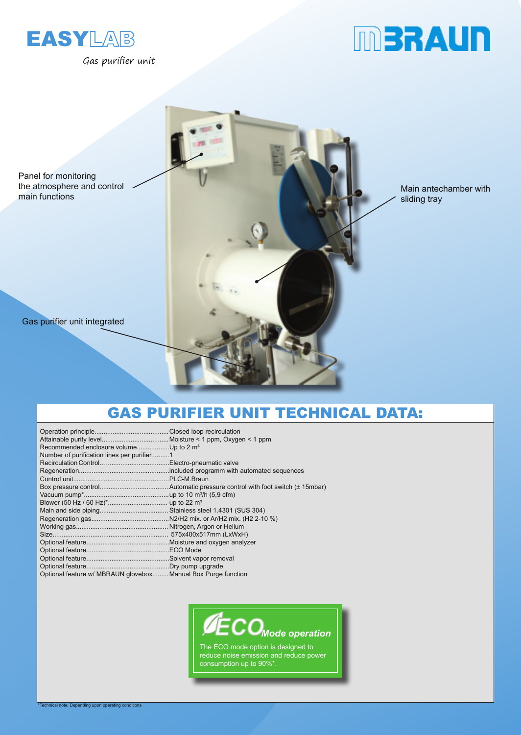# EASYLAB

*Gas purifier unit*

MBRAUN

Panel for monitoring the atmosphere and control main functions

Main antechamber with sliding tray

Gas purifier unit integrated

## GAS PURIFIER UNIT TECHNICAL DATA:

| | |
|---|---|
| Operation principle | Closed loop recirculation |
| Attainable purity level | Moisture < 1 ppm, Oxygen < 1 ppm |
| Recommended enclosure volume | Up to 2 m³ |
| Number of purification lines per purifier | 1 |
| Recirculation Control | Electro-pneumatic valve |
| Regeneration | included programm with automated sequences |
| Control unit | PLC-M.Braun |
| Box pressure control | Automatic pressure control with foot switch (± 15mbar) |
| Vacuum pump* | up to 10 m³/h (5,9 cfm) |
| Blower (50 Hz / 60 Hz)* | up to 22 m³ |
| Main and side piping | Stainless steel 1.4301 (SUS 304) |
| Regeneration gas | N2/H2 mix. or Ar/H2 mix. (H2 2-10 %) |
| Working gas | Nitrogen, Argon or Helium |
| Size | 575x400x517mm (LxWxH) |
| Optional feature | Moisture and oxygen analyzer |
| Optional feature | ECO Mode |
| Optional feature | Solvent vapor removal |
| Optional feature | Dry pump upgrade |
| Optional feature w/ MBRAUN glovebox | Manual Box Purge function |

**ECO Mode operation**

The ECO mode option is designed to reduce noise emission and reduce power consumption up to 90%*.

*Technical note: Depending upon operating conditions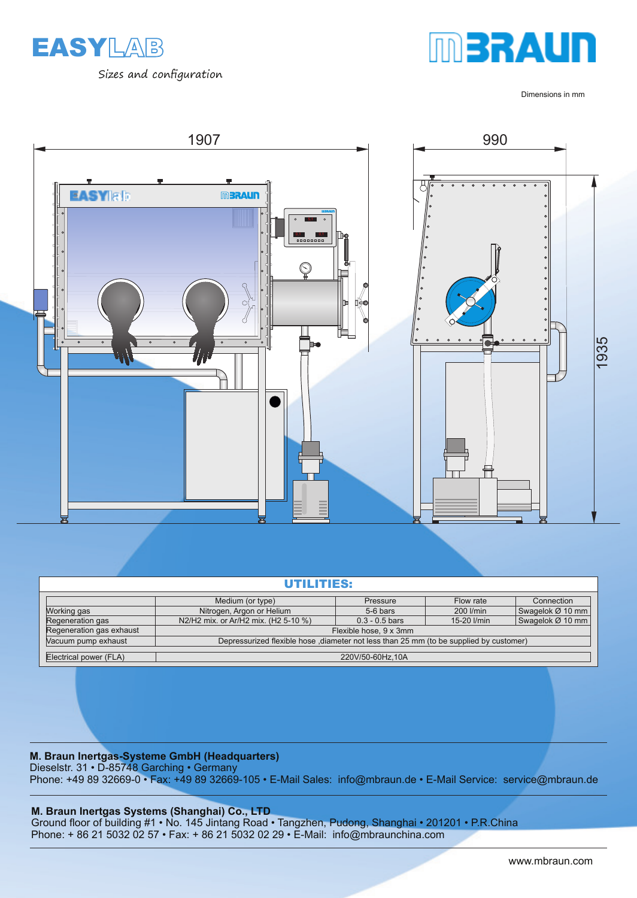# EASYLAB

*Sizes and configuration*

MBRAUN

Dimensions in mm

1907

990

1935

## UTILITIES:

| | Medium (or type) | Pressure | Flow rate | Connection |
|---|---|---|---|---|
| Working gas | Nitrogen, Argon or Helium | 5-6 bars | 200 l/min | Swagelok Ø 10 mm |
| Regeneration gas | N2/H2 mix. or Ar/H2 mix. (H2 5-10 %) | 0.3 - 0.5 bars | 15-20 l/min | Swagelok Ø 10 mm |
| Regeneration gas exhaust | Flexible hose, 9 x 3mm | | | |
| Vacuum pump exhaust | Depressurized flexible hose ,diameter not less than 25 mm (to be supplied by customer) | | | |
| Electrical power (FLA) | 220V/50-60Hz,10A | | | |

**M. Braun Inertgas-Systeme GmbH (Headquarters)**
Dieselstr. 31 • D-85748 Garching • Germany
Phone: +49 89 32669-0 • Fax: +49 89 32669-105 • E-Mail Sales: info@mbraun.de • E-Mail Service: service@mbraun.de

**M. Braun Inertgas Systems (Shanghai) Co., LTD**
Ground floor of building #1 • No. 145 Jintang Road • Tangzhen, Pudong, Shanghai • 201201 • P.R.China
Phone: + 86 21 5032 02 57 • Fax: + 86 21 5032 02 29 • E-Mail: info@mbraunchina.com

www.mbraun.com